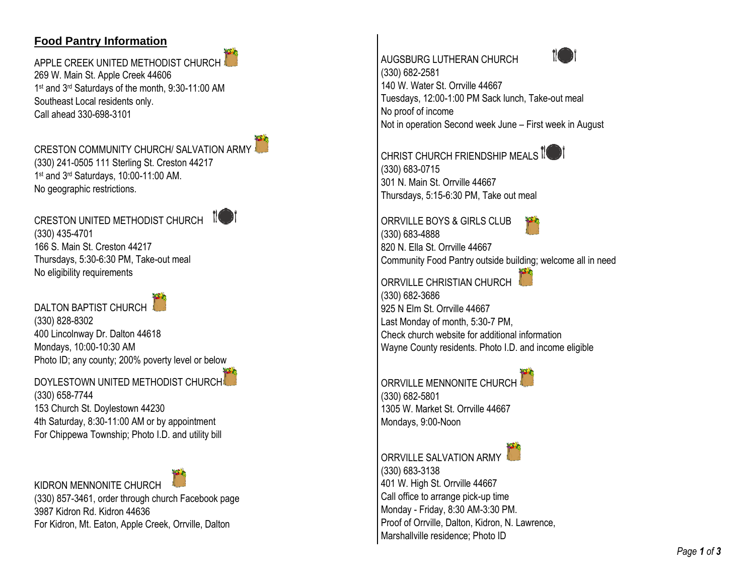## **Food Pantry Information**

APPLE CREEK UNITED METHODIST CHURCH
269 W. Main St. Apple Creek 44606
1st and 3rd Saturdays of the month, 9:30-11:00 AM
Southeast Local residents only.
Call ahead 330-698-3101

CRESTON COMMUNITY CHURCH/ SALVATION ARMY
(330) 241-0505 111 Sterling St. Creston 44217
1st and 3rd Saturdays, 10:00-11:00 AM.
No geographic restrictions.

CRESTON UNITED METHODIST CHURCH
(330) 435-4701
166 S. Main St. Creston 44217
Thursdays, 5:30-6:30 PM, Take-out meal
No eligibility requirements

DALTON BAPTIST CHURCH
(330) 828-8302
400 Lincolnway Dr. Dalton 44618
Mondays, 10:00-10:30 AM
Photo ID; any county; 200% poverty level or below

DOYLESTOWN UNITED METHODIST CHURCH
(330) 658-7744
153 Church St. Doylestown 44230
4th Saturday, 8:30-11:00 AM or by appointment
For Chippewa Township; Photo I.D. and utility bill

KIDRON MENNONITE CHURCH
(330) 857-3461, order through church Facebook page
3987 Kidron Rd. Kidron 44636
For Kidron, Mt. Eaton, Apple Creek, Orrville, Dalton

AUGSBURG LUTHERAN CHURCH
(330) 682-2581
140 W. Water St. Orrville 44667
Tuesdays, 12:00-1:00 PM Sack lunch, Take-out meal
No proof of income
Not in operation Second week June – First week in August

CHRIST CHURCH FRIENDSHIP MEALS
(330) 683-0715
301 N. Main St. Orrville 44667
Thursdays, 5:15-6:30 PM, Take out meal

ORRVILLE BOYS & GIRLS CLUB
(330) 683-4888
820 N. Ella St. Orrville 44667
Community Food Pantry outside building; welcome all in need

ORRVILLE CHRISTIAN CHURCH
(330) 682-3686
925 N Elm St. Orrville 44667
Last Monday of month, 5:30-7 PM,
Check church website for additional information
Wayne County residents. Photo I.D. and income eligible

ORRVILLE MENNONITE CHURCH
(330) 682-5801
1305 W. Market St. Orrville 44667
Mondays, 9:00-Noon

ORRVILLE SALVATION ARMY
(330) 683-3138
401 W. High St. Orrville 44667
Call office to arrange pick-up time
Monday - Friday, 8:30 AM-3:30 PM.
Proof of Orrville, Dalton, Kidron, N. Lawrence,
Marshallville residence; Photo ID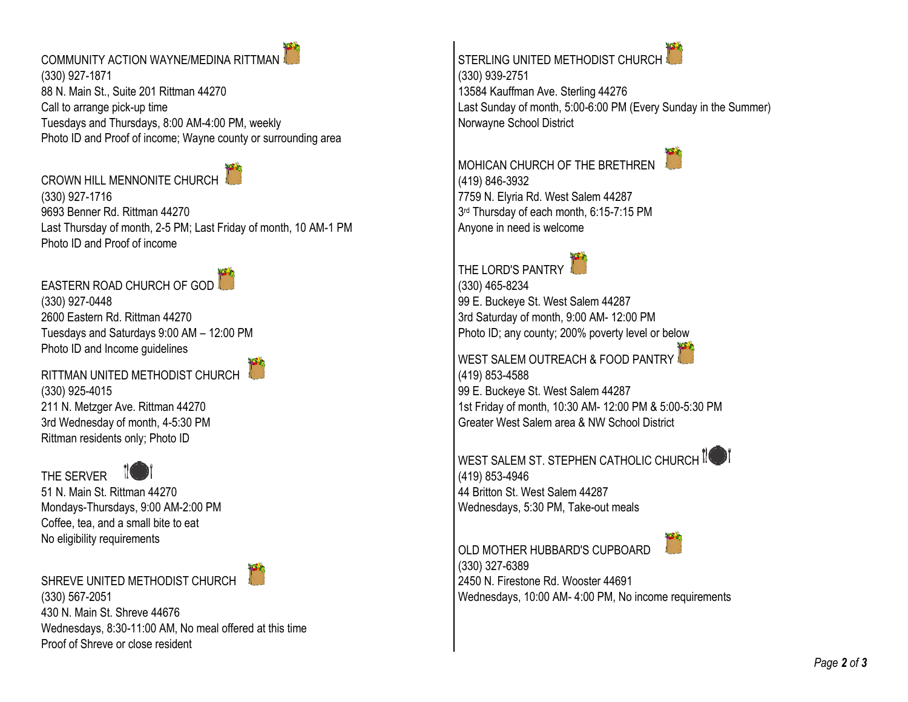COMMUNITY ACTION WAYNE/MEDINA RITTMAN
(330) 927-1871
88 N. Main St., Suite 201 Rittman 44270
Call to arrange pick-up time
Tuesdays and Thursdays, 8:00 AM-4:00 PM, weekly
Photo ID and Proof of income; Wayne county or surrounding area

CROWN HILL MENNONITE CHURCH
(330) 927-1716
9693 Benner Rd. Rittman 44270
Last Thursday of month, 2-5 PM; Last Friday of month, 10 AM-1 PM
Photo ID and Proof of income

EASTERN ROAD CHURCH OF GOD
(330) 927-0448
2600 Eastern Rd. Rittman 44270
Tuesdays and Saturdays 9:00 AM – 12:00 PM
Photo ID and Income guidelines

RITTMAN UNITED METHODIST CHURCH
(330) 925-4015
211 N. Metzger Ave. Rittman 44270
3rd Wednesday of month, 4-5:30 PM
Rittman residents only; Photo ID

THE SERVER
51 N. Main St. Rittman 44270
Mondays-Thursdays, 9:00 AM-2:00 PM
Coffee, tea, and a small bite to eat
No eligibility requirements

SHREVE UNITED METHODIST CHURCH
(330) 567-2051
430 N. Main St. Shreve 44676
Wednesdays, 8:30-11:00 AM, No meal offered at this time
Proof of Shreve or close resident

STERLING UNITED METHODIST CHURCH
(330) 939-2751
13584 Kauffman Ave. Sterling 44276
Last Sunday of month, 5:00-6:00 PM (Every Sunday in the Summer)
Norwayne School District

MOHICAN CHURCH OF THE BRETHREN
(419) 846-3932
7759 N. Elyria Rd. West Salem 44287
3rd Thursday of each month, 6:15-7:15 PM
Anyone in need is welcome

THE LORD'S PANTRY
(330) 465-8234
99 E. Buckeye St. West Salem 44287
3rd Saturday of month, 9:00 AM- 12:00 PM
Photo ID; any county; 200% poverty level or below

WEST SALEM OUTREACH & FOOD PANTRY
(419) 853-4588
99 E. Buckeye St. West Salem 44287
1st Friday of month, 10:30 AM- 12:00 PM & 5:00-5:30 PM
Greater West Salem area & NW School District

WEST SALEM ST. STEPHEN CATHOLIC CHURCH
(419) 853-4946
44 Britton St. West Salem 44287
Wednesdays, 5:30 PM, Take-out meals

OLD MOTHER HUBBARD'S CUPBOARD
(330) 327-6389
2450 N. Firestone Rd. Wooster 44691
Wednesdays, 10:00 AM- 4:00 PM, No income requirements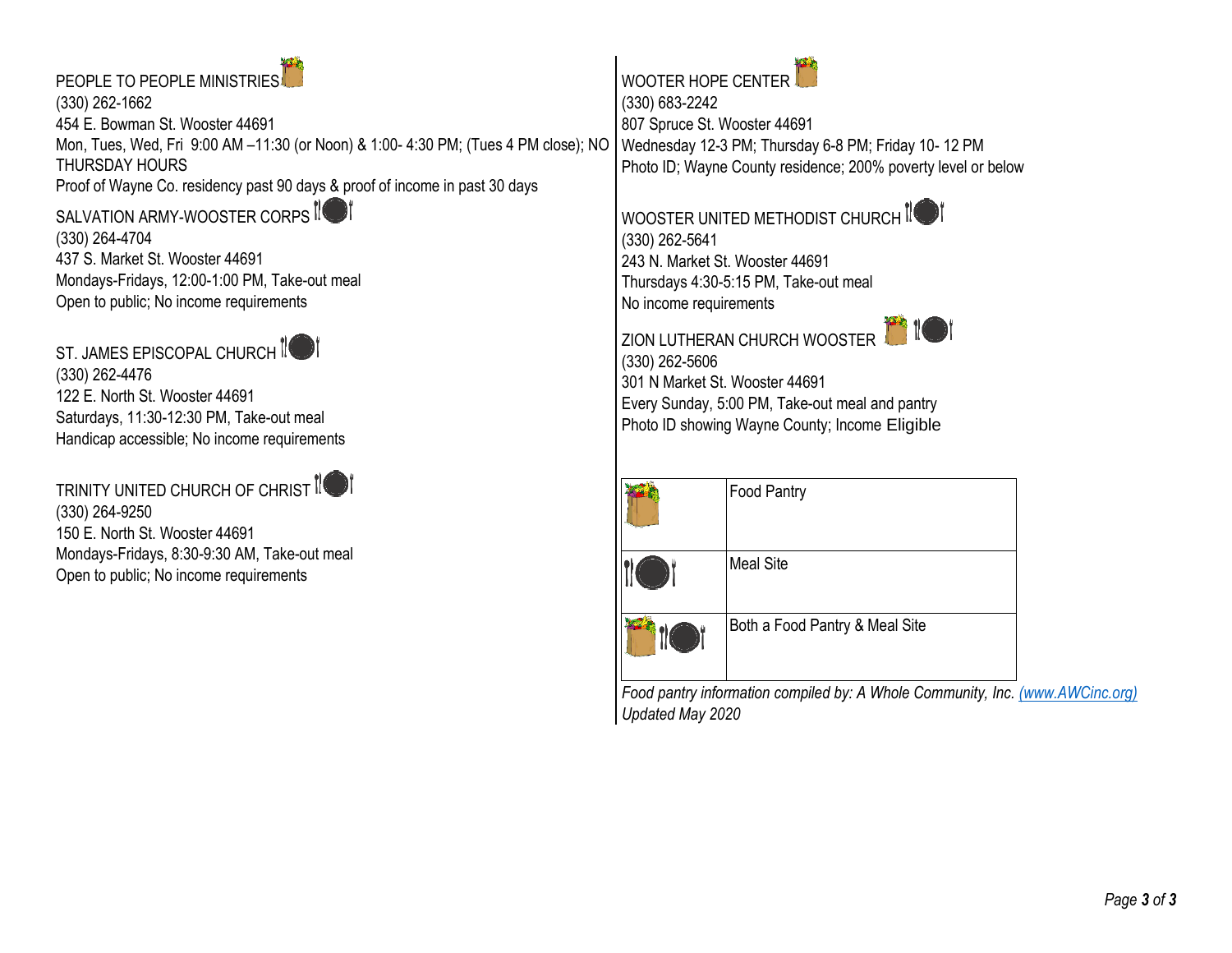PEOPLE TO PEOPLE MINISTRIES
(330) 262-1662
454 E. Bowman St. Wooster 44691
Mon, Tues, Wed, Fri 9:00 AM –11:30 (or Noon) & 1:00- 4:30 PM; (Tues 4 PM close); NO THURSDAY HOURS
Proof of Wayne Co. residency past 90 days & proof of income in past 30 days

SALVATION ARMY-WOOSTER CORPS
(330) 264-4704
437 S. Market St. Wooster 44691
Mondays-Fridays, 12:00-1:00 PM, Take-out meal
Open to public; No income requirements

ST. JAMES EPISCOPAL CHURCH
(330) 262-4476
122 E. North St. Wooster 44691
Saturdays, 11:30-12:30 PM, Take-out meal
Handicap accessible; No income requirements

TRINITY UNITED CHURCH OF CHRIST
(330) 264-9250
150 E. North St. Wooster 44691
Mondays-Fridays, 8:30-9:30 AM, Take-out meal
Open to public; No income requirements

WOOTER HOPE CENTER
(330) 683-2242
807 Spruce St. Wooster 44691
Wednesday 12-3 PM; Thursday 6-8 PM; Friday 10- 12 PM
Photo ID; Wayne County residence; 200% poverty level or below

WOOSTER UNITED METHODIST CHURCH
(330) 262-5641
243 N. Market St. Wooster 44691
Thursdays 4:30-5:15 PM, Take-out meal
No income requirements

ZION LUTHERAN CHURCH WOOSTER
(330) 262-5606
301 N Market St. Wooster 44691
Every Sunday, 5:00 PM, Take-out meal and pantry
Photo ID showing Wayne County; Income Eligible

| | |
|---|---|
| | Food Pantry |
| | Meal Site |
| | Both a Food Pantry & Meal Site |

*Food pantry information compiled by: A Whole Community, Inc. (www.AWCinc.org)*
*Updated May 2020*